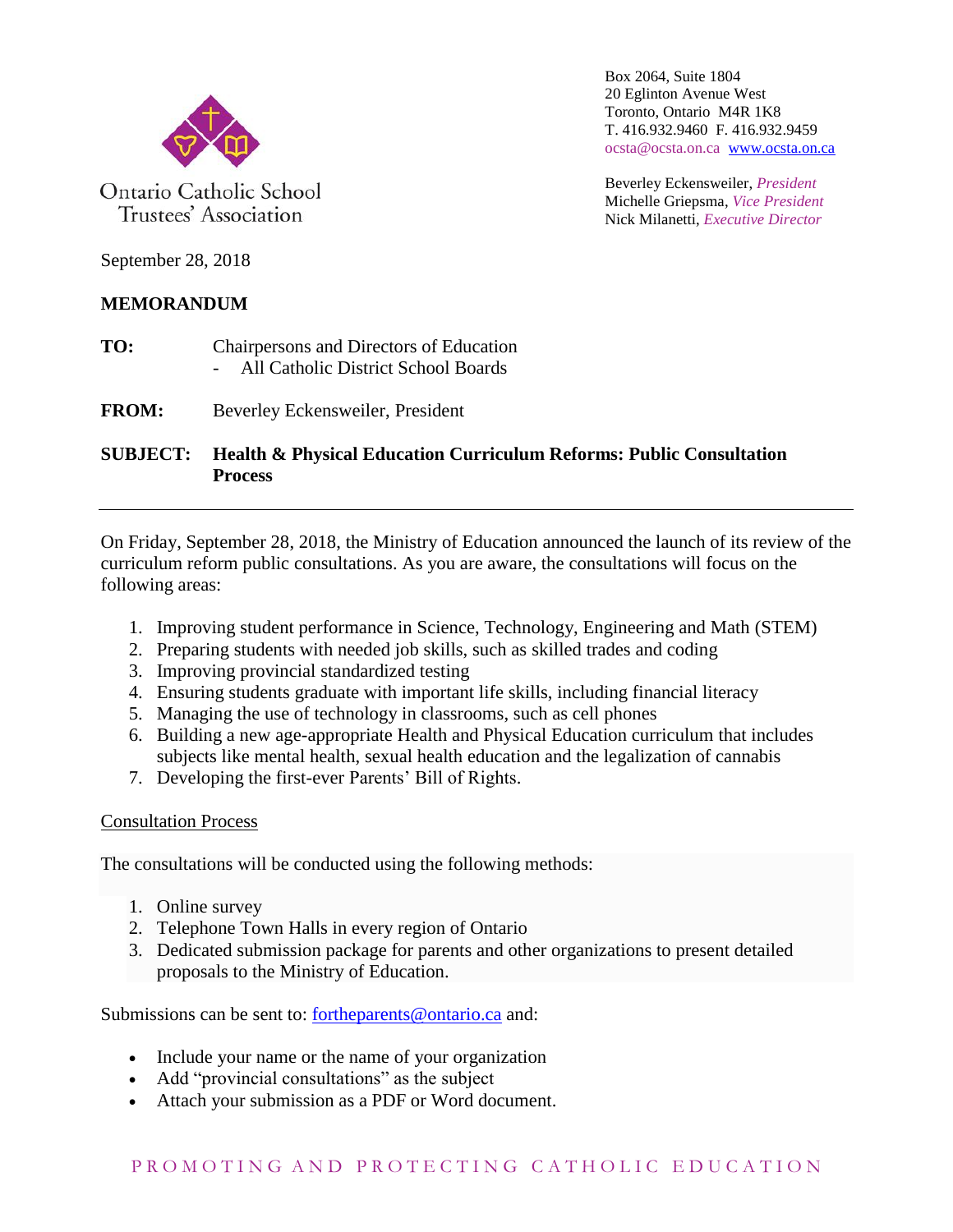Ontario Catholic School Trustees' Association

Box 2064, Suite 1804
20 Eglinton Avenue West
Toronto, Ontario M4R 1K8
T. 416.932.9460 F. 416.932.9459
ocsta@ocsta.on.ca www.ocsta.on.ca

Beverley Eckensweiler, *President*
Michelle Griepsma, *Vice President*
Nick Milanetti, *Executive Director*

September 28, 2018

**MEMORANDUM**

**TO:** Chairpersons and Directors of Education
- All Catholic District School Boards

**FROM:** Beverley Eckensweiler, President

**SUBJECT: Health & Physical Education Curriculum Reforms: Public Consultation Process**

---

On Friday, September 28, 2018, the Ministry of Education announced the launch of its review of the curriculum reform public consultations. As you are aware, the consultations will focus on the following areas:

1. Improving student performance in Science, Technology, Engineering and Math (STEM)
2. Preparing students with needed job skills, such as skilled trades and coding
3. Improving provincial standardized testing
4. Ensuring students graduate with important life skills, including financial literacy
5. Managing the use of technology in classrooms, such as cell phones
6. Building a new age-appropriate Health and Physical Education curriculum that includes subjects like mental health, sexual health education and the legalization of cannabis
7. Developing the first-ever Parents' Bill of Rights.

<u>Consultation Process</u>

The consultations will be conducted using the following methods:

1. Online survey
2. Telephone Town Halls in every region of Ontario
3. Dedicated submission package for parents and other organizations to present detailed proposals to the Ministry of Education.

Submissions can be sent to: fortheparents@ontario.ca and:

- Include your name or the name of your organization
- Add "provincial consultations" as the subject
- Attach your submission as a PDF or Word document.

PROMOTING AND PROTECTING CATHOLIC EDUCATION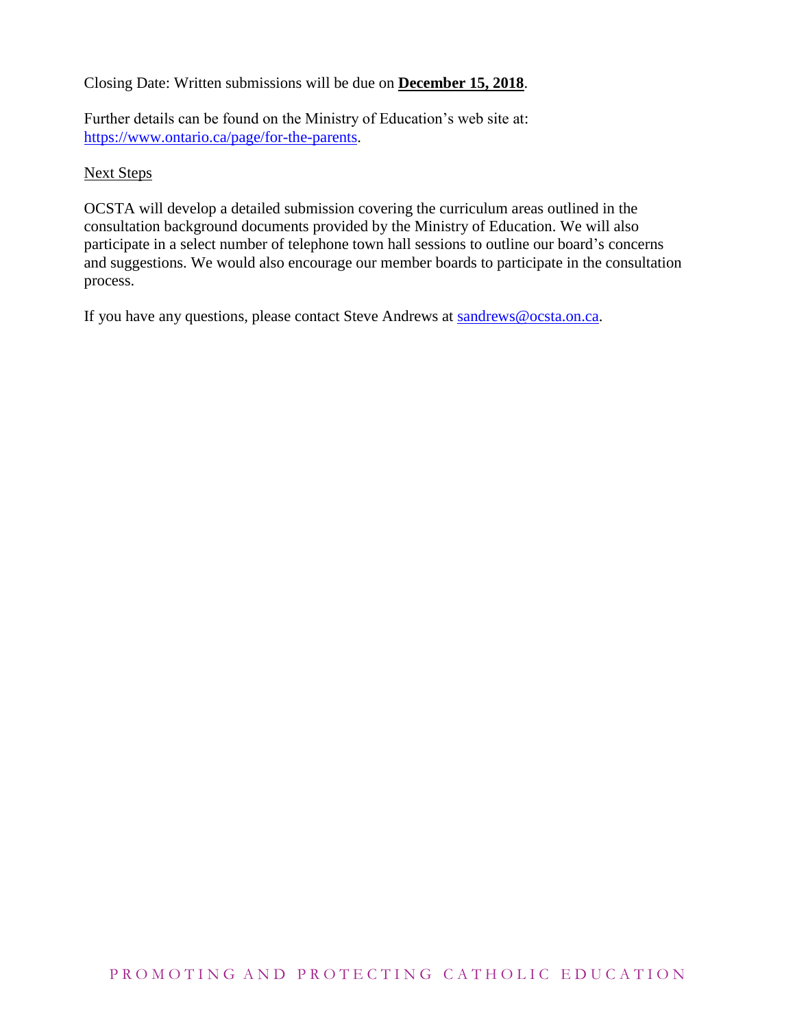Closing Date: Written submissions will be due on **December 15, 2018**.

Further details can be found on the Ministry of Education's web site at: https://www.ontario.ca/page/for-the-parents.

Next Steps

OCSTA will develop a detailed submission covering the curriculum areas outlined in the consultation background documents provided by the Ministry of Education. We will also participate in a select number of telephone town hall sessions to outline our board's concerns and suggestions. We would also encourage our member boards to participate in the consultation process.

If you have any questions, please contact Steve Andrews at sandrews@ocsta.on.ca.